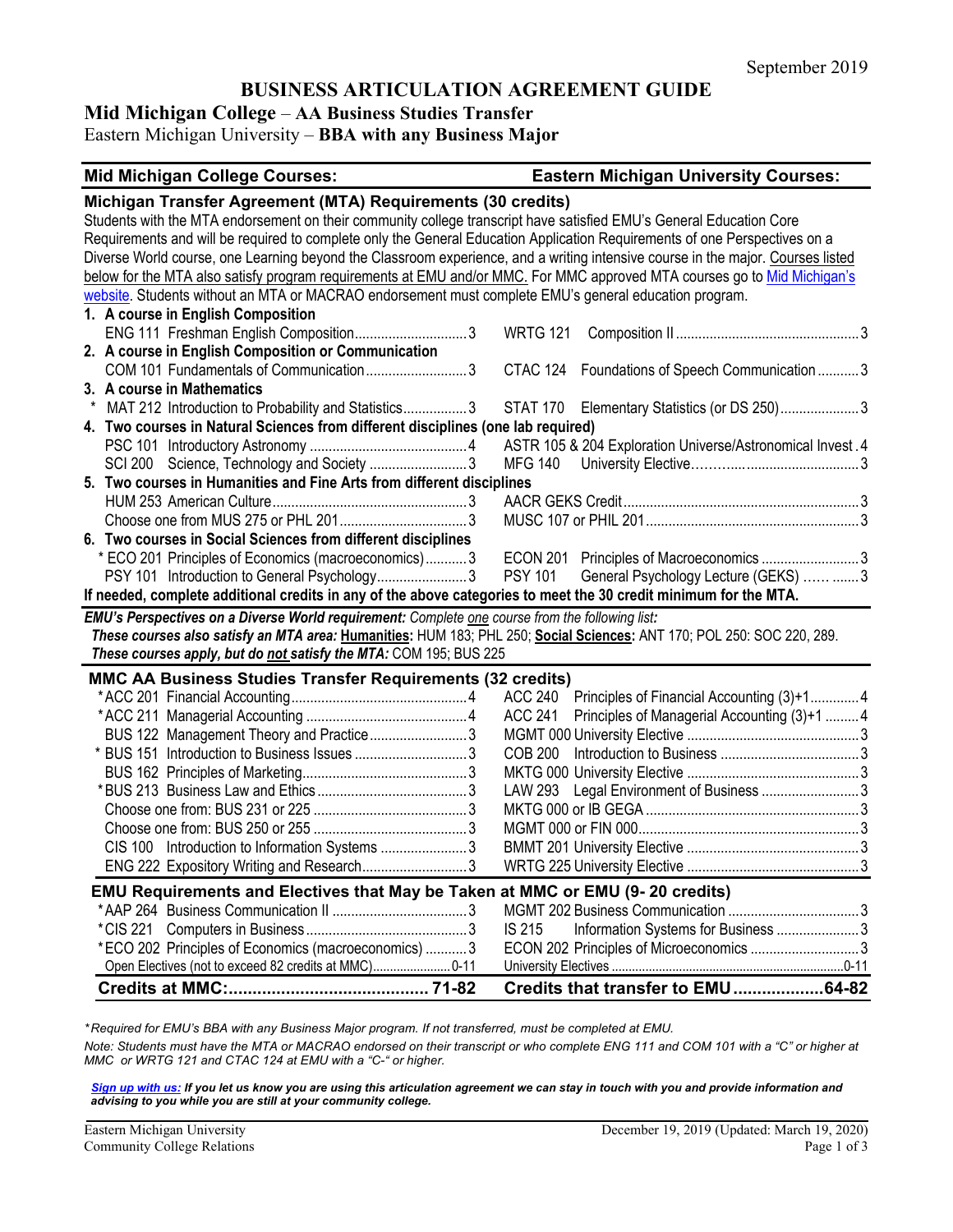September 2019

# BUSINESS ARTICULATION AGREEMENT GUIDE

## Mid Michigan College – AA Business Studies Transfer

Eastern Michigan University – **BBA with any Business Major**

| Mid Michigan College Courses: | | Eastern Michigan University Courses: | |
|---|---|---|---|
| **Michigan Transfer Agreement (MTA) Requirements (30 credits)** | | | |

Students with the MTA endorsement on their community college transcript have satisfied EMU's General Education Core Requirements and will be required to complete only the General Education Application Requirements of one Perspectives on a Diverse World course, one Learning beyond the Classroom experience, and a writing intensive course in the major. Courses listed below for the MTA also satisfy program requirements at EMU and/or MMC. For MMC approved MTA courses go to Mid Michigan's website. Students without an MTA or MACRAO endorsement must complete EMU's general education program.

| Mid Michigan College Courses | Credits | Eastern Michigan University Courses | Credits |
|---|---|---|---|
| **1. A course in English Composition** | | | |
| ENG 111 Freshman English Composition | 3 | WRTG 121 Composition II | 3 |
| **2. A course in English Composition or Communication** | | | |
| COM 101 Fundamentals of Communication | 3 | CTAC 124 Foundations of Speech Communication | 3 |
| **3. A course in Mathematics** | | | |
| * MAT 212 Introduction to Probability and Statistics | 3 | STAT 170 Elementary Statistics (or DS 250) | 3 |
| **4. Two courses in Natural Sciences from different disciplines (one lab required)** | | | |
| PSC 101 Introductory Astronomy | 4 | ASTR 105 & 204 Exploration Universe/Astronomical Invest | 4 |
| SCI 200 Science, Technology and Society | 3 | MFG 140 University Elective | 3 |
| **5. Two courses in Humanities and Fine Arts from different disciplines** | | | |
| HUM 253 American Culture | 3 | AACR GEKS Credit | 3 |
| Choose one from MUS 275 or PHL 201 | 3 | MUSC 107 or PHIL 201 | 3 |
| **6. Two courses in Social Sciences from different disciplines** | | | |
| * ECO 201 Principles of Economics (macroeconomics) | 3 | ECON 201 Principles of Macroeconomics | 3 |
| PSY 101 Introduction to General Psychology | 3 | PSY 101 General Psychology Lecture (GEKS) | 3 |

**If needed, complete additional credits in any of the above categories to meet the 30 credit minimum for the MTA.**

***EMU's Perspectives on a Diverse World requirement:*** *Complete one course from the following list:*
***These courses also satisfy an MTA area:*** **Humanities:** HUM 183; PHL 250; **Social Sciences:** ANT 170; POL 250: SOC 220, 289.
***These courses apply, but do not satisfy the MTA:*** COM 195; BUS 225

| Mid Michigan College Courses | Credits | Eastern Michigan University Courses | Credits |
|---|---|---|---|
| **MMC AA Business Studies Transfer Requirements (32 credits)** | | | |
| *ACC 201 Financial Accounting | 4 | ACC 240 Principles of Financial Accounting (3)+1 | 4 |
| *ACC 211 Managerial Accounting | 4 | ACC 241 Principles of Managerial Accounting (3)+1 | 4 |
| BUS 122 Management Theory and Practice | 3 | MGMT 000 University Elective | 3 |
| * BUS 151 Introduction to Business Issues | 3 | COB 200 Introduction to Business | 3 |
| BUS 162 Principles of Marketing | 3 | MKTG 000 University Elective | 3 |
| *BUS 213 Business Law and Ethics | 3 | LAW 293 Legal Environment of Business | 3 |
| Choose one from: BUS 231 or 225 | 3 | MKTG 000 or IB GEGA | 3 |
| Choose one from: BUS 250 or 255 | 3 | MGMT 000 or FIN 000 | 3 |
| CIS 100 Introduction to Information Systems | 3 | BMMT 201 University Elective | 3 |
| ENG 222 Expository Writing and Research | 3 | WRTG 225 University Elective | 3 |
| **EMU Requirements and Electives that May be Taken at MMC or EMU (9- 20 credits)** | | | |
| *AAP 264 Business Communication II | 3 | MGMT 202 Business Communication | 3 |
| *CIS 221 Computers in Business | 3 | IS 215 Information Systems for Business | 3 |
| *ECO 202 Principles of Economics (macroeconomics) | 3 | ECON 202 Principles of Microeconomics | 3 |
| Open Electives (not to exceed 82 credits at MMC) | 0-11 | University Electives | 0-11 |
| **Credits at MMC:** | **71-82** | **Credits that transfer to EMU** | **64-82** |

*\*Required for EMU's BBA with any Business Major program. If not transferred, must be completed at EMU.*

*Note: Students must have the MTA or MACRAO endorsed on their transcript or who complete ENG 111 and COM 101 with a "C" or higher at MMC or WRTG 121 and CTAC 124 at EMU with a "C-" or higher.*

***Sign up with us:** If you let us know you are using this articulation agreement we can stay in touch with you and provide information and advising to you while you are still at your community college.*

Eastern Michigan University
Community College Relations

December 19, 2019 (Updated: March 19, 2020)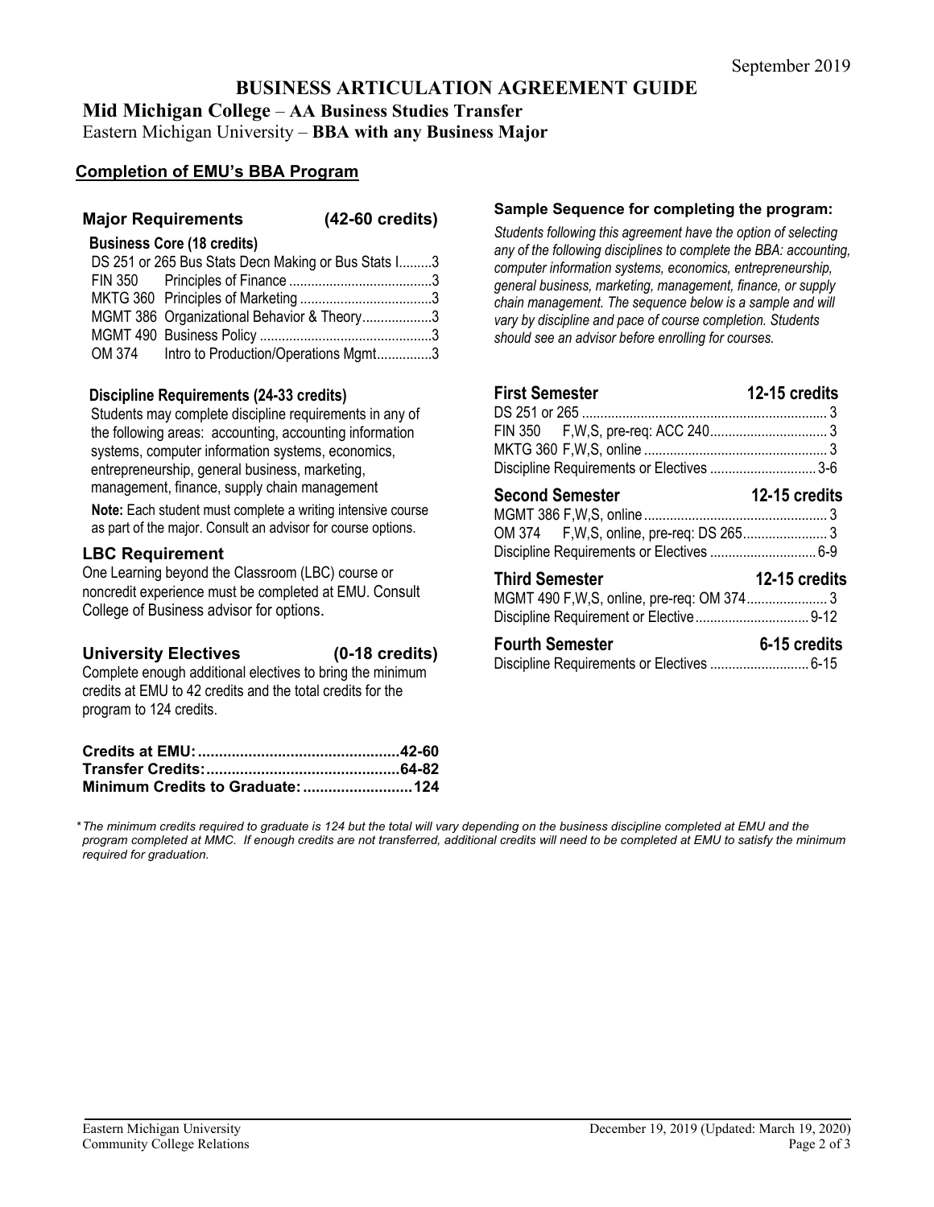September 2019

# BUSINESS ARTICULATION AGREEMENT GUIDE

**Mid Michigan College** – **AA Business Studies Transfer**

Eastern Michigan University – **BBA with any Business Major**

## Completion of EMU's BBA Program

### Major Requirements (42-60 credits)

**Business Core (18 credits)**

| Course | Title | Credits |
|---|---|---|
| DS 251 or 265 | Bus Stats Decn Making or Bus Stats I | 3 |
| FIN 350 | Principles of Finance | 3 |
| MKTG 360 | Principles of Marketing | 3 |
| MGMT 386 | Organizational Behavior & Theory | 3 |
| MGMT 490 | Business Policy | 3 |
| OM 374 | Intro to Production/Operations Mgmt | 3 |

**Discipline Requirements (24-33 credits)**

Students may complete discipline requirements in any of the following areas: accounting, accounting information systems, computer information systems, economics, entrepreneurship, general business, marketing, management, finance, supply chain management

**Note:** Each student must complete a writing intensive course as part of the major. Consult an advisor for course options.

### LBC Requirement

One Learning beyond the Classroom (LBC) course or noncredit experience must be completed at EMU. Consult College of Business advisor for options.

### University Electives (0-18 credits)

Complete enough additional electives to bring the minimum credits at EMU to 42 credits and the total credits for the program to 124 credits.

| | |
|---|---|
| **Credits at EMU:** | **42-60** |
| **Transfer Credits:** | **64-82** |
| **Minimum Credits to Graduate:** | **124** |

### Sample Sequence for completing the program:

*Students following this agreement have the option of selecting any of the following disciplines to complete the BBA: accounting, computer information systems, economics, entrepreneurship, general business, marketing, management, finance, or supply chain management. The sequence below is a sample and will vary by discipline and pace of course completion. Students should see an advisor before enrolling for courses.*

**First Semester — 12-15 credits**

| Course | Credits |
|---|---|
| DS 251 or 265 | 3 |
| FIN 350 F,W,S, pre-req: ACC 240 | 3 |
| MKTG 360 F,W,S, online | 3 |
| Discipline Requirements or Electives | 3-6 |

**Second Semester — 12-15 credits**

| Course | Credits |
|---|---|
| MGMT 386 F,W,S, online | 3 |
| OM 374 F,W,S, online, pre-req: DS 265 | 3 |
| Discipline Requirements or Electives | 6-9 |

**Third Semester — 12-15 credits**

| Course | Credits |
|---|---|
| MGMT 490 F,W,S, online, pre-req: OM 374 | 3 |
| Discipline Requirement or Elective | 9-12 |

**Fourth Semester — 6-15 credits**

| Course | Credits |
|---|---|
| Discipline Requirements or Electives | 6-15 |

*\* The minimum credits required to graduate is 124 but the total will vary depending on the business discipline completed at EMU and the program completed at MMC. If enough credits are not transferred, additional credits will need to be completed at EMU to satisfy the minimum required for graduation.*

Eastern Michigan University
Community College Relations

December 19, 2019 (Updated: March 19, 2020)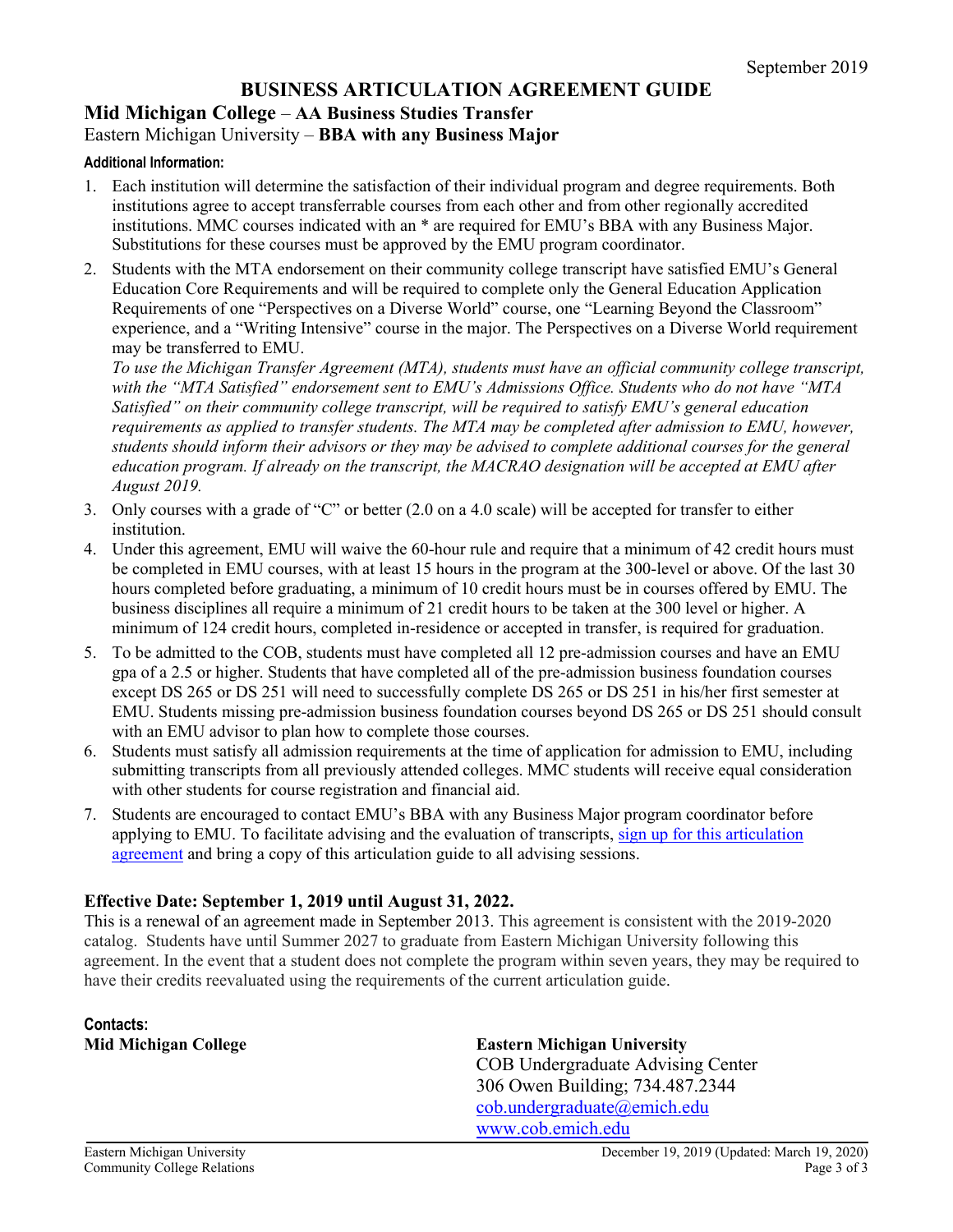September 2019

# BUSINESS ARTICULATION AGREEMENT GUIDE

## Mid Michigan College – AA Business Studies Transfer

### Eastern Michigan University – BBA with any Business Major

**Additional Information:**

1. Each institution will determine the satisfaction of their individual program and degree requirements. Both institutions agree to accept transferrable courses from each other and from other regionally accredited institutions. MMC courses indicated with an * are required for EMU's BBA with any Business Major. Substitutions for these courses must be approved by the EMU program coordinator.
2. Students with the MTA endorsement on their community college transcript have satisfied EMU's General Education Core Requirements and will be required to complete only the General Education Application Requirements of one "Perspectives on a Diverse World" course, one "Learning Beyond the Classroom" experience, and a "Writing Intensive" course in the major. The Perspectives on a Diverse World requirement may be transferred to EMU.
   *To use the Michigan Transfer Agreement (MTA), students must have an official community college transcript, with the "MTA Satisfied" endorsement sent to EMU's Admissions Office. Students who do not have "MTA Satisfied" on their community college transcript, will be required to satisfy EMU's general education requirements as applied to transfer students. The MTA may be completed after admission to EMU, however, students should inform their advisors or they may be advised to complete additional courses for the general education program. If already on the transcript, the MACRAO designation will be accepted at EMU after August 2019.*
3. Only courses with a grade of "C" or better (2.0 on a 4.0 scale) will be accepted for transfer to either institution.
4. Under this agreement, EMU will waive the 60-hour rule and require that a minimum of 42 credit hours must be completed in EMU courses, with at least 15 hours in the program at the 300-level or above. Of the last 30 hours completed before graduating, a minimum of 10 credit hours must be in courses offered by EMU. The business disciplines all require a minimum of 21 credit hours to be taken at the 300 level or higher. A minimum of 124 credit hours, completed in-residence or accepted in transfer, is required for graduation.
5. To be admitted to the COB, students must have completed all 12 pre-admission courses and have an EMU gpa of a 2.5 or higher. Students that have completed all of the pre-admission business foundation courses except DS 265 or DS 251 will need to successfully complete DS 265 or DS 251 in his/her first semester at EMU. Students missing pre-admission business foundation courses beyond DS 265 or DS 251 should consult with an EMU advisor to plan how to complete those courses.
6. Students must satisfy all admission requirements at the time of application for admission to EMU, including submitting transcripts from all previously attended colleges. MMC students will receive equal consideration with other students for course registration and financial aid.
7. Students are encouraged to contact EMU's BBA with any Business Major program coordinator before applying to EMU. To facilitate advising and the evaluation of transcripts, sign up for this articulation agreement and bring a copy of this articulation guide to all advising sessions.

**Effective Date: September 1, 2019 until August 31, 2022.**

This is a renewal of an agreement made in September 2013. This agreement is consistent with the 2019-2020 catalog. Students have until Summer 2027 to graduate from Eastern Michigan University following this agreement. In the event that a student does not complete the program within seven years, they may be required to have their credits reevaluated using the requirements of the current articulation guide.

**Contacts:**

**Mid Michigan College**

**Eastern Michigan University**
COB Undergraduate Advising Center
306 Owen Building; 734.487.2344
cob.undergraduate@emich.edu
www.cob.emich.edu

Eastern Michigan University
Community College Relations

December 19, 2019 (Updated: March 19, 2020)